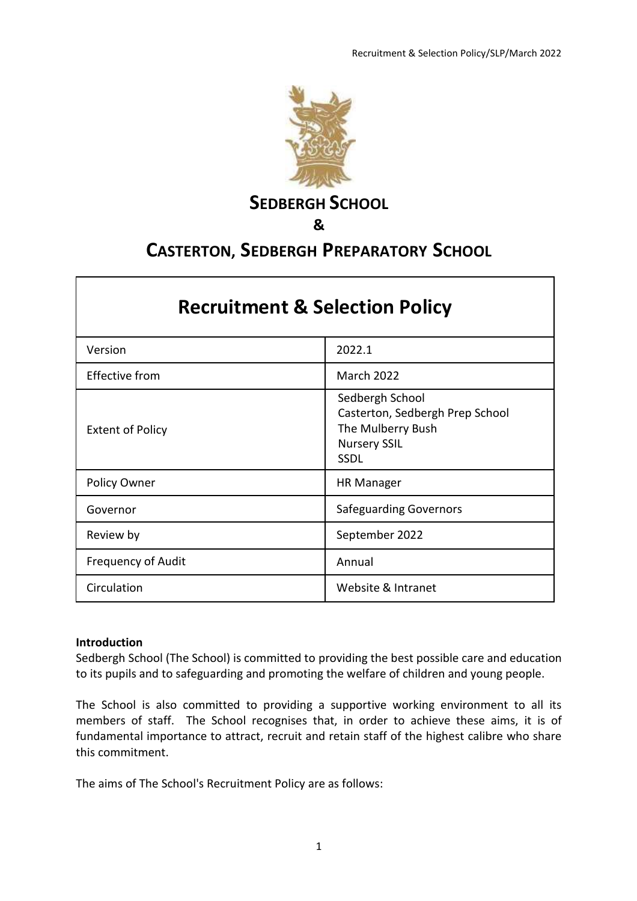# SEDBERGH SCHOOL

## &

# CASTERTON, SEDBERGH PREPARATORY SCHOOL

| Recruitment & Selection Policy | |
|---|---|
| Version | 2022.1 |
| Effective from | March 2022 |
| Extent of Policy | Sedbergh School<br>Casterton, Sedbergh Prep School<br>The Mulberry Bush<br>Nursery SSIL<br>SSDL |
| Policy Owner | HR Manager |
| Governor | Safeguarding Governors |
| Review by | September 2022 |
| Frequency of Audit | Annual |
| Circulation | Website & Intranet |

**Introduction**

Sedbergh School (The School) is committed to providing the best possible care and education to its pupils and to safeguarding and promoting the welfare of children and young people.

The School is also committed to providing a supportive working environment to all its members of staff. The School recognises that, in order to achieve these aims, it is of fundamental importance to attract, recruit and retain staff of the highest calibre who share this commitment.

The aims of The School's Recruitment Policy are as follows: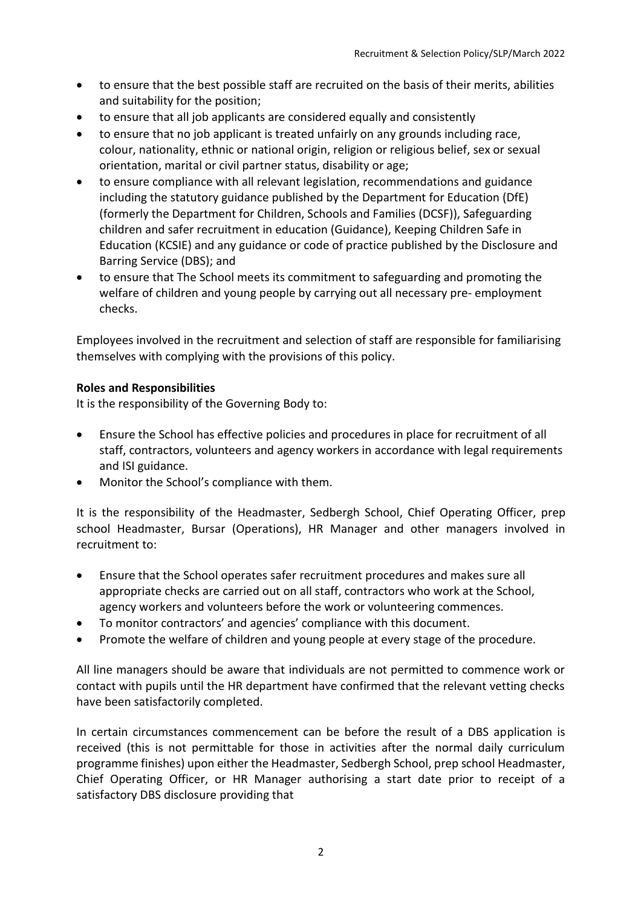- to ensure that the best possible staff are recruited on the basis of their merits, abilities and suitability for the position;
- to ensure that all job applicants are considered equally and consistently
- to ensure that no job applicant is treated unfairly on any grounds including race, colour, nationality, ethnic or national origin, religion or religious belief, sex or sexual orientation, marital or civil partner status, disability or age;
- to ensure compliance with all relevant legislation, recommendations and guidance including the statutory guidance published by the Department for Education (DfE) (formerly the Department for Children, Schools and Families (DCSF)), Safeguarding children and safer recruitment in education (Guidance), Keeping Children Safe in Education (KCSIE) and any guidance or code of practice published by the Disclosure and Barring Service (DBS); and
- to ensure that The School meets its commitment to safeguarding and promoting the welfare of children and young people by carrying out all necessary pre- employment checks.

Employees involved in the recruitment and selection of staff are responsible for familiarising themselves with complying with the provisions of this policy.

**Roles and Responsibilities**

It is the responsibility of the Governing Body to:

- Ensure the School has effective policies and procedures in place for recruitment of all staff, contractors, volunteers and agency workers in accordance with legal requirements and ISI guidance.
- Monitor the School's compliance with them.

It is the responsibility of the Headmaster, Sedbergh School, Chief Operating Officer, prep school Headmaster, Bursar (Operations), HR Manager and other managers involved in recruitment to:

- Ensure that the School operates safer recruitment procedures and makes sure all appropriate checks are carried out on all staff, contractors who work at the School, agency workers and volunteers before the work or volunteering commences.
- To monitor contractors' and agencies' compliance with this document.
- Promote the welfare of children and young people at every stage of the procedure.

All line managers should be aware that individuals are not permitted to commence work or contact with pupils until the HR department have confirmed that the relevant vetting checks have been satisfactorily completed.

In certain circumstances commencement can be before the result of a DBS application is received (this is not permittable for those in activities after the normal daily curriculum programme finishes) upon either the Headmaster, Sedbergh School, prep school Headmaster, Chief Operating Officer, or HR Manager authorising a start date prior to receipt of a satisfactory DBS disclosure providing that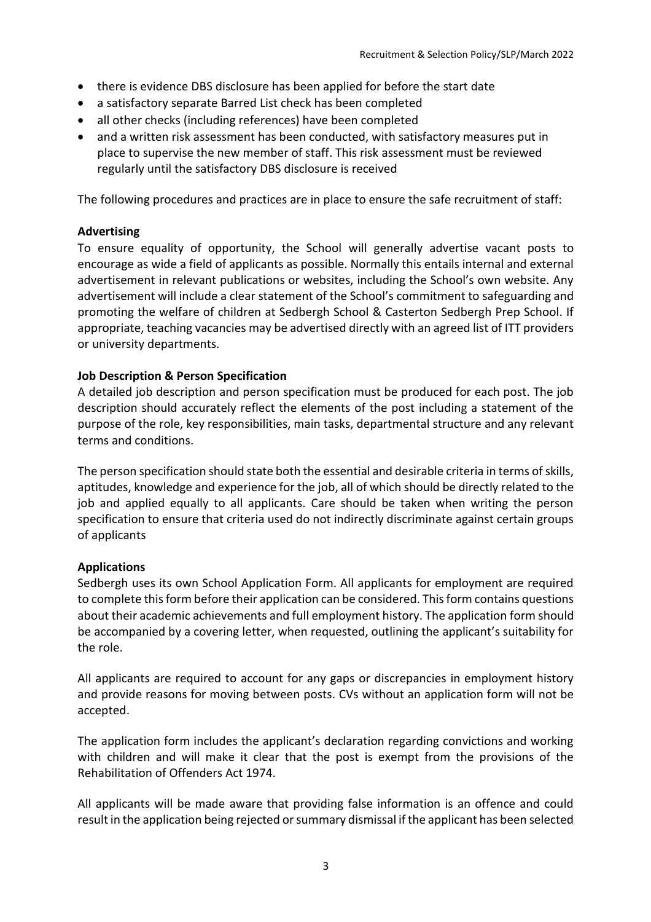- there is evidence DBS disclosure has been applied for before the start date
- a satisfactory separate Barred List check has been completed
- all other checks (including references) have been completed
- and a written risk assessment has been conducted, with satisfactory measures put in place to supervise the new member of staff. This risk assessment must be reviewed regularly until the satisfactory DBS disclosure is received

The following procedures and practices are in place to ensure the safe recruitment of staff:

**Advertising**

To ensure equality of opportunity, the School will generally advertise vacant posts to encourage as wide a field of applicants as possible. Normally this entails internal and external advertisement in relevant publications or websites, including the School's own website. Any advertisement will include a clear statement of the School's commitment to safeguarding and promoting the welfare of children at Sedbergh School & Casterton Sedbergh Prep School. If appropriate, teaching vacancies may be advertised directly with an agreed list of ITT providers or university departments.

**Job Description & Person Specification**

A detailed job description and person specification must be produced for each post. The job description should accurately reflect the elements of the post including a statement of the purpose of the role, key responsibilities, main tasks, departmental structure and any relevant terms and conditions.

The person specification should state both the essential and desirable criteria in terms of skills, aptitudes, knowledge and experience for the job, all of which should be directly related to the job and applied equally to all applicants. Care should be taken when writing the person specification to ensure that criteria used do not indirectly discriminate against certain groups of applicants

**Applications**

Sedbergh uses its own School Application Form. All applicants for employment are required to complete this form before their application can be considered. This form contains questions about their academic achievements and full employment history. The application form should be accompanied by a covering letter, when requested, outlining the applicant's suitability for the role.

All applicants are required to account for any gaps or discrepancies in employment history and provide reasons for moving between posts. CVs without an application form will not be accepted.

The application form includes the applicant's declaration regarding convictions and working with children and will make it clear that the post is exempt from the provisions of the Rehabilitation of Offenders Act 1974.

All applicants will be made aware that providing false information is an offence and could result in the application being rejected or summary dismissal if the applicant has been selected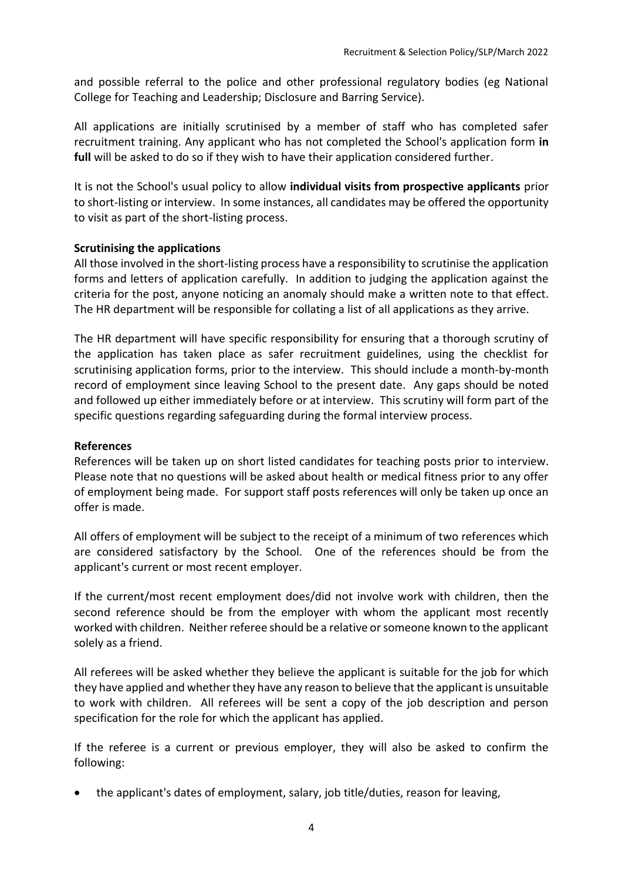and possible referral to the police and other professional regulatory bodies (eg National College for Teaching and Leadership; Disclosure and Barring Service).

All applications are initially scrutinised by a member of staff who has completed safer recruitment training. Any applicant who has not completed the School's application form **in full** will be asked to do so if they wish to have their application considered further.

It is not the School's usual policy to allow **individual visits from prospective applicants** prior to short-listing or interview. In some instances, all candidates may be offered the opportunity to visit as part of the short-listing process.

**Scrutinising the applications**

All those involved in the short-listing process have a responsibility to scrutinise the application forms and letters of application carefully. In addition to judging the application against the criteria for the post, anyone noticing an anomaly should make a written note to that effect. The HR department will be responsible for collating a list of all applications as they arrive.

The HR department will have specific responsibility for ensuring that a thorough scrutiny of the application has taken place as safer recruitment guidelines, using the checklist for scrutinising application forms, prior to the interview. This should include a month-by-month record of employment since leaving School to the present date. Any gaps should be noted and followed up either immediately before or at interview. This scrutiny will form part of the specific questions regarding safeguarding during the formal interview process.

**References**

References will be taken up on short listed candidates for teaching posts prior to interview. Please note that no questions will be asked about health or medical fitness prior to any offer of employment being made. For support staff posts references will only be taken up once an offer is made.

All offers of employment will be subject to the receipt of a minimum of two references which are considered satisfactory by the School. One of the references should be from the applicant's current or most recent employer.

If the current/most recent employment does/did not involve work with children, then the second reference should be from the employer with whom the applicant most recently worked with children. Neither referee should be a relative or someone known to the applicant solely as a friend.

All referees will be asked whether they believe the applicant is suitable for the job for which they have applied and whether they have any reason to believe that the applicant is unsuitable to work with children. All referees will be sent a copy of the job description and person specification for the role for which the applicant has applied.

If the referee is a current or previous employer, they will also be asked to confirm the following:

- the applicant's dates of employment, salary, job title/duties, reason for leaving,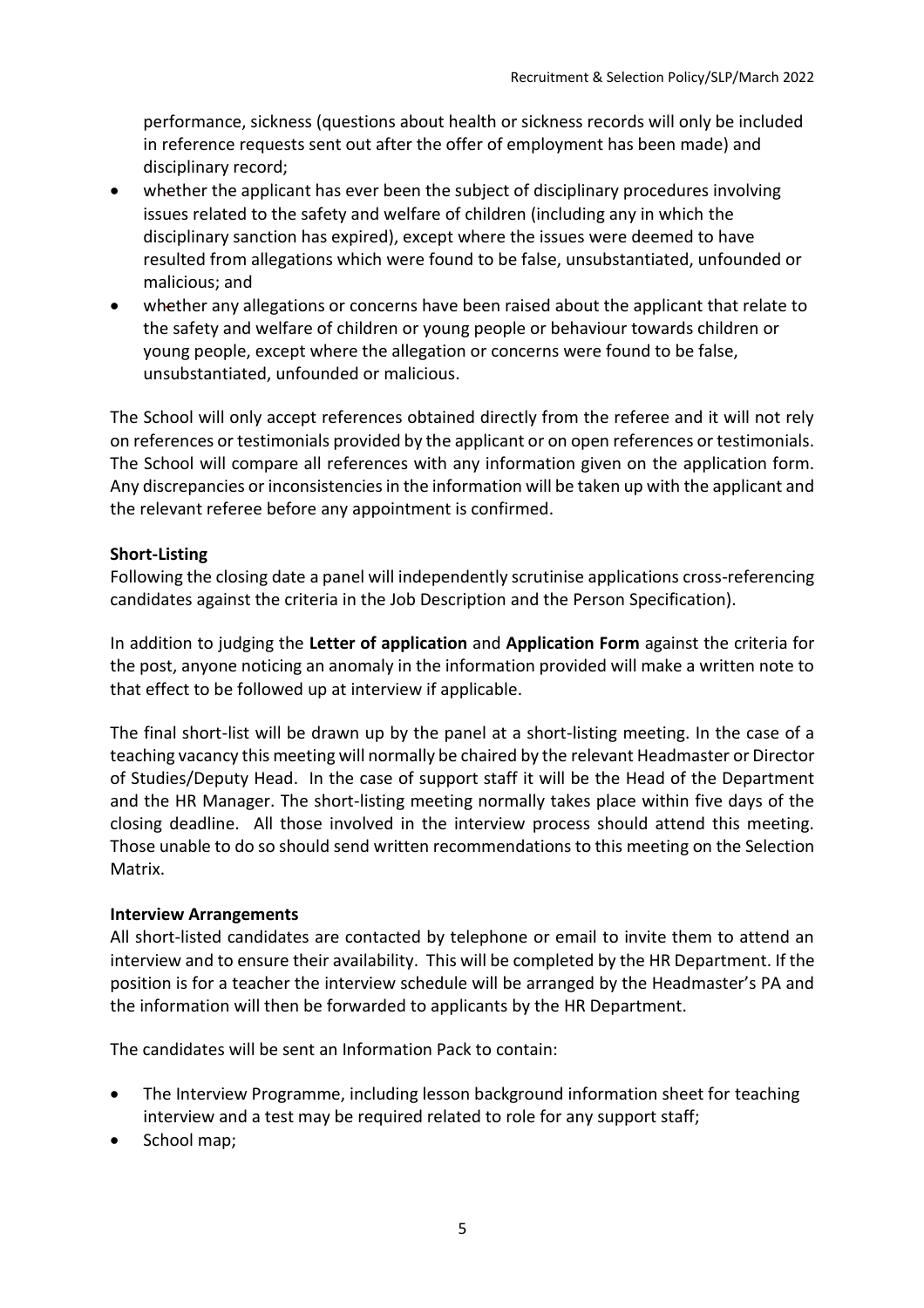performance, sickness (questions about health or sickness records will only be included in reference requests sent out after the offer of employment has been made) and disciplinary record;

- whether the applicant has ever been the subject of disciplinary procedures involving issues related to the safety and welfare of children (including any in which the disciplinary sanction has expired), except where the issues were deemed to have resulted from allegations which were found to be false, unsubstantiated, unfounded or malicious; and
- whether any allegations or concerns have been raised about the applicant that relate to the safety and welfare of children or young people or behaviour towards children or young people, except where the allegation or concerns were found to be false, unsubstantiated, unfounded or malicious.

The School will only accept references obtained directly from the referee and it will not rely on references or testimonials provided by the applicant or on open references or testimonials. The School will compare all references with any information given on the application form. Any discrepancies or inconsistencies in the information will be taken up with the applicant and the relevant referee before any appointment is confirmed.

**Short-Listing**

Following the closing date a panel will independently scrutinise applications cross-referencing candidates against the criteria in the Job Description and the Person Specification).

In addition to judging the **Letter of application** and **Application Form** against the criteria for the post, anyone noticing an anomaly in the information provided will make a written note to that effect to be followed up at interview if applicable.

The final short-list will be drawn up by the panel at a short-listing meeting. In the case of a teaching vacancy this meeting will normally be chaired by the relevant Headmaster or Director of Studies/Deputy Head. In the case of support staff it will be the Head of the Department and the HR Manager. The short-listing meeting normally takes place within five days of the closing deadline. All those involved in the interview process should attend this meeting. Those unable to do so should send written recommendations to this meeting on the Selection Matrix.

**Interview Arrangements**

All short-listed candidates are contacted by telephone or email to invite them to attend an interview and to ensure their availability. This will be completed by the HR Department. If the position is for a teacher the interview schedule will be arranged by the Headmaster's PA and the information will then be forwarded to applicants by the HR Department.

The candidates will be sent an Information Pack to contain:

- The Interview Programme, including lesson background information sheet for teaching interview and a test may be required related to role for any support staff;
- School map;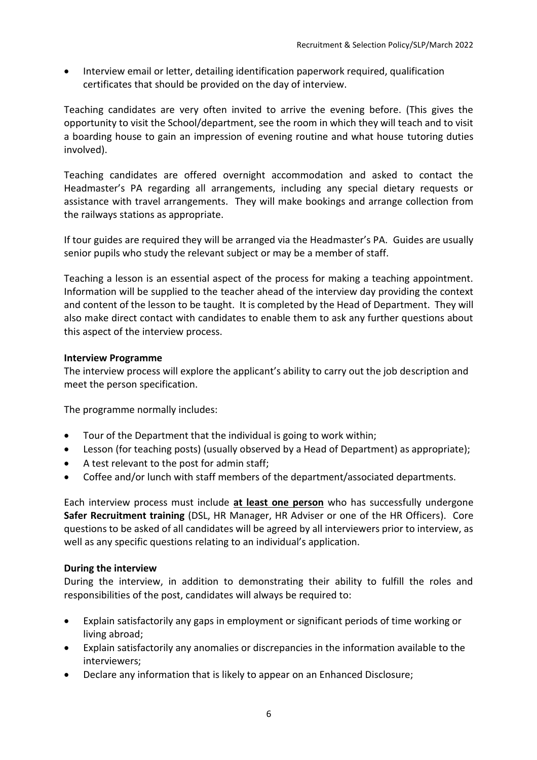- Interview email or letter, detailing identification paperwork required, qualification certificates that should be provided on the day of interview.

Teaching candidates are very often invited to arrive the evening before. (This gives the opportunity to visit the School/department, see the room in which they will teach and to visit a boarding house to gain an impression of evening routine and what house tutoring duties involved).

Teaching candidates are offered overnight accommodation and asked to contact the Headmaster's PA regarding all arrangements, including any special dietary requests or assistance with travel arrangements. They will make bookings and arrange collection from the railways stations as appropriate.

If tour guides are required they will be arranged via the Headmaster's PA. Guides are usually senior pupils who study the relevant subject or may be a member of staff.

Teaching a lesson is an essential aspect of the process for making a teaching appointment. Information will be supplied to the teacher ahead of the interview day providing the context and content of the lesson to be taught. It is completed by the Head of Department. They will also make direct contact with candidates to enable them to ask any further questions about this aspect of the interview process.

**Interview Programme**

The interview process will explore the applicant's ability to carry out the job description and meet the person specification.

The programme normally includes:

- Tour of the Department that the individual is going to work within;
- Lesson (for teaching posts) (usually observed by a Head of Department) as appropriate);
- A test relevant to the post for admin staff;
- Coffee and/or lunch with staff members of the department/associated departments.

Each interview process must include <u>**at least one person**</u> who has successfully undergone **Safer Recruitment training** (DSL, HR Manager, HR Adviser or one of the HR Officers). Core questions to be asked of all candidates will be agreed by all interviewers prior to interview, as well as any specific questions relating to an individual's application.

**During the interview**

During the interview, in addition to demonstrating their ability to fulfill the roles and responsibilities of the post, candidates will always be required to:

- Explain satisfactorily any gaps in employment or significant periods of time working or living abroad;
- Explain satisfactorily any anomalies or discrepancies in the information available to the interviewers;
- Declare any information that is likely to appear on an Enhanced Disclosure;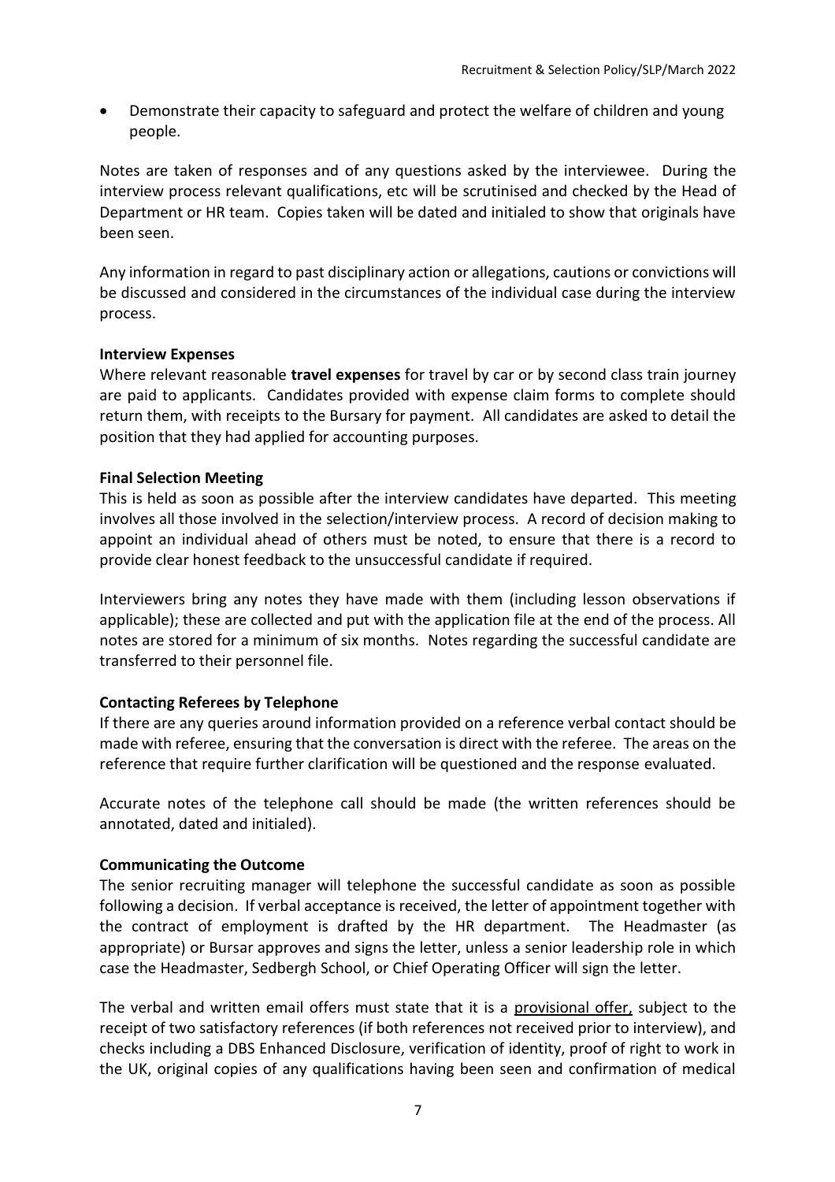- Demonstrate their capacity to safeguard and protect the welfare of children and young people.

Notes are taken of responses and of any questions asked by the interviewee. During the interview process relevant qualifications, etc will be scrutinised and checked by the Head of Department or HR team. Copies taken will be dated and initialed to show that originals have been seen.

Any information in regard to past disciplinary action or allegations, cautions or convictions will be discussed and considered in the circumstances of the individual case during the interview process.

**Interview Expenses**

Where relevant reasonable **travel expenses** for travel by car or by second class train journey are paid to applicants. Candidates provided with expense claim forms to complete should return them, with receipts to the Bursary for payment. All candidates are asked to detail the position that they had applied for accounting purposes.

**Final Selection Meeting**

This is held as soon as possible after the interview candidates have departed. This meeting involves all those involved in the selection/interview process. A record of decision making to appoint an individual ahead of others must be noted, to ensure that there is a record to provide clear honest feedback to the unsuccessful candidate if required.

Interviewers bring any notes they have made with them (including lesson observations if applicable); these are collected and put with the application file at the end of the process. All notes are stored for a minimum of six months. Notes regarding the successful candidate are transferred to their personnel file.

**Contacting Referees by Telephone**

If there are any queries around information provided on a reference verbal contact should be made with referee, ensuring that the conversation is direct with the referee. The areas on the reference that require further clarification will be questioned and the response evaluated.

Accurate notes of the telephone call should be made (the written references should be annotated, dated and initialed).

**Communicating the Outcome**

The senior recruiting manager will telephone the successful candidate as soon as possible following a decision. If verbal acceptance is received, the letter of appointment together with the contract of employment is drafted by the HR department. The Headmaster (as appropriate) or Bursar approves and signs the letter, unless a senior leadership role in which case the Headmaster, Sedbergh School, or Chief Operating Officer will sign the letter.

The verbal and written email offers must state that it is a <u>provisional offer,</u> subject to the receipt of two satisfactory references (if both references not received prior to interview), and checks including a DBS Enhanced Disclosure, verification of identity, proof of right to work in the UK, original copies of any qualifications having been seen and confirmation of medical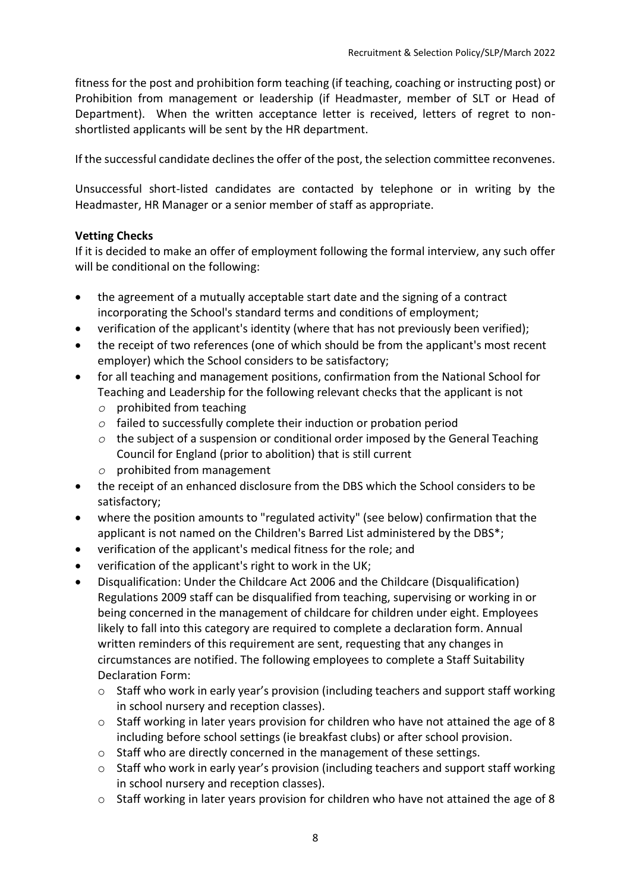fitness for the post and prohibition form teaching (if teaching, coaching or instructing post) or Prohibition from management or leadership (if Headmaster, member of SLT or Head of Department). When the written acceptance letter is received, letters of regret to non-shortlisted applicants will be sent by the HR department.

If the successful candidate declines the offer of the post, the selection committee reconvenes.

Unsuccessful short-listed candidates are contacted by telephone or in writing by the Headmaster, HR Manager or a senior member of staff as appropriate.

**Vetting Checks**

If it is decided to make an offer of employment following the formal interview, any such offer will be conditional on the following:

- the agreement of a mutually acceptable start date and the signing of a contract incorporating the School's standard terms and conditions of employment;
- verification of the applicant's identity (where that has not previously been verified);
- the receipt of two references (one of which should be from the applicant's most recent employer) which the School considers to be satisfactory;
- for all teaching and management positions, confirmation from the National School for Teaching and Leadership for the following relevant checks that the applicant is not
  - prohibited from teaching
  - failed to successfully complete their induction or probation period
  - the subject of a suspension or conditional order imposed by the General Teaching Council for England (prior to abolition) that is still current
  - prohibited from management
- the receipt of an enhanced disclosure from the DBS which the School considers to be satisfactory;
- where the position amounts to "regulated activity" (see below) confirmation that the applicant is not named on the Children's Barred List administered by the DBS*;
- verification of the applicant's medical fitness for the role; and
- verification of the applicant's right to work in the UK;
- Disqualification: Under the Childcare Act 2006 and the Childcare (Disqualification) Regulations 2009 staff can be disqualified from teaching, supervising or working in or being concerned in the management of childcare for children under eight. Employees likely to fall into this category are required to complete a declaration form. Annual written reminders of this requirement are sent, requesting that any changes in circumstances are notified. The following employees to complete a Staff Suitability Declaration Form:
  - Staff who work in early year's provision (including teachers and support staff working in school nursery and reception classes).
  - Staff working in later years provision for children who have not attained the age of 8 including before school settings (ie breakfast clubs) or after school provision.
  - Staff who are directly concerned in the management of these settings.
  - Staff who work in early year's provision (including teachers and support staff working in school nursery and reception classes).
  - Staff working in later years provision for children who have not attained the age of 8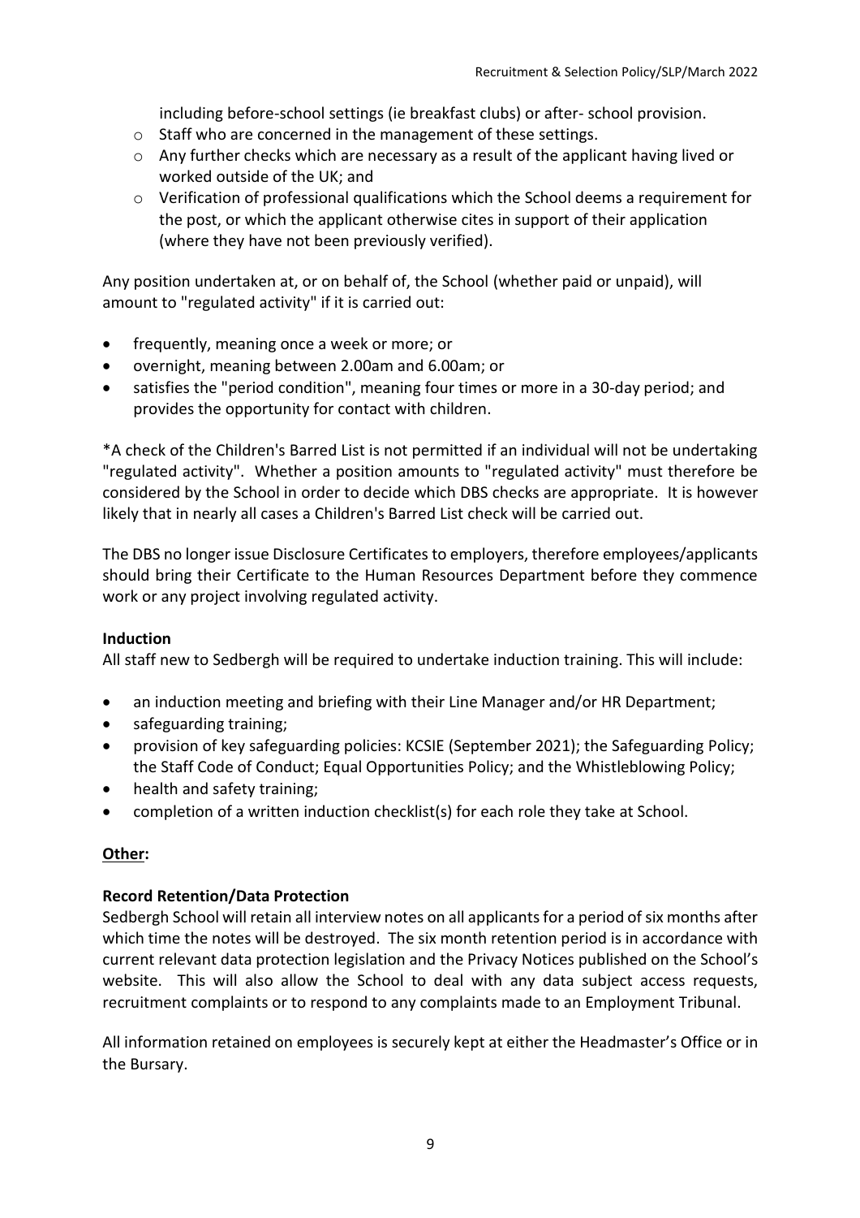including before-school settings (ie breakfast clubs) or after- school provision.

- Staff who are concerned in the management of these settings.
- Any further checks which are necessary as a result of the applicant having lived or worked outside of the UK; and
- Verification of professional qualifications which the School deems a requirement for the post, or which the applicant otherwise cites in support of their application (where they have not been previously verified).

Any position undertaken at, or on behalf of, the School (whether paid or unpaid), will amount to "regulated activity" if it is carried out:

- frequently, meaning once a week or more; or
- overnight, meaning between 2.00am and 6.00am; or
- satisfies the "period condition", meaning four times or more in a 30-day period; and provides the opportunity for contact with children.

*A check of the Children's Barred List is not permitted if an individual will not be undertaking "regulated activity". Whether a position amounts to "regulated activity" must therefore be considered by the School in order to decide which DBS checks are appropriate. It is however likely that in nearly all cases a Children's Barred List check will be carried out.

The DBS no longer issue Disclosure Certificates to employers, therefore employees/applicants should bring their Certificate to the Human Resources Department before they commence work or any project involving regulated activity.

**Induction**

All staff new to Sedbergh will be required to undertake induction training. This will include:

- an induction meeting and briefing with their Line Manager and/or HR Department;
- safeguarding training;
- provision of key safeguarding policies: KCSIE (September 2021); the Safeguarding Policy; the Staff Code of Conduct; Equal Opportunities Policy; and the Whistleblowing Policy;
- health and safety training;
- completion of a written induction checklist(s) for each role they take at School.

**Other:**

**Record Retention/Data Protection**

Sedbergh School will retain all interview notes on all applicants for a period of six months after which time the notes will be destroyed. The six month retention period is in accordance with current relevant data protection legislation and the Privacy Notices published on the School's website. This will also allow the School to deal with any data subject access requests, recruitment complaints or to respond to any complaints made to an Employment Tribunal.

All information retained on employees is securely kept at either the Headmaster's Office or in the Bursary.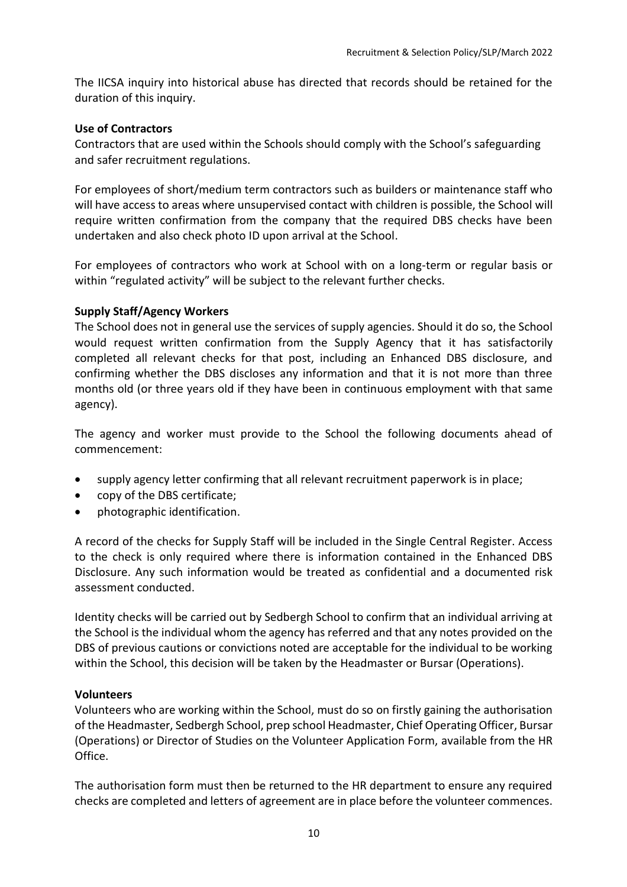The IICSA inquiry into historical abuse has directed that records should be retained for the duration of this inquiry.

**Use of Contractors**

Contractors that are used within the Schools should comply with the School's safeguarding and safer recruitment regulations.

For employees of short/medium term contractors such as builders or maintenance staff who will have access to areas where unsupervised contact with children is possible, the School will require written confirmation from the company that the required DBS checks have been undertaken and also check photo ID upon arrival at the School.

For employees of contractors who work at School with on a long-term or regular basis or within "regulated activity" will be subject to the relevant further checks.

**Supply Staff/Agency Workers**

The School does not in general use the services of supply agencies. Should it do so, the School would request written confirmation from the Supply Agency that it has satisfactorily completed all relevant checks for that post, including an Enhanced DBS disclosure, and confirming whether the DBS discloses any information and that it is not more than three months old (or three years old if they have been in continuous employment with that same agency).

The agency and worker must provide to the School the following documents ahead of commencement:

- supply agency letter confirming that all relevant recruitment paperwork is in place;
- copy of the DBS certificate;
- photographic identification.

A record of the checks for Supply Staff will be included in the Single Central Register. Access to the check is only required where there is information contained in the Enhanced DBS Disclosure. Any such information would be treated as confidential and a documented risk assessment conducted.

Identity checks will be carried out by Sedbergh School to confirm that an individual arriving at the School is the individual whom the agency has referred and that any notes provided on the DBS of previous cautions or convictions noted are acceptable for the individual to be working within the School, this decision will be taken by the Headmaster or Bursar (Operations).

**Volunteers**

Volunteers who are working within the School, must do so on firstly gaining the authorisation of the Headmaster, Sedbergh School, prep school Headmaster, Chief Operating Officer, Bursar (Operations) or Director of Studies on the Volunteer Application Form, available from the HR Office.

The authorisation form must then be returned to the HR department to ensure any required checks are completed and letters of agreement are in place before the volunteer commences.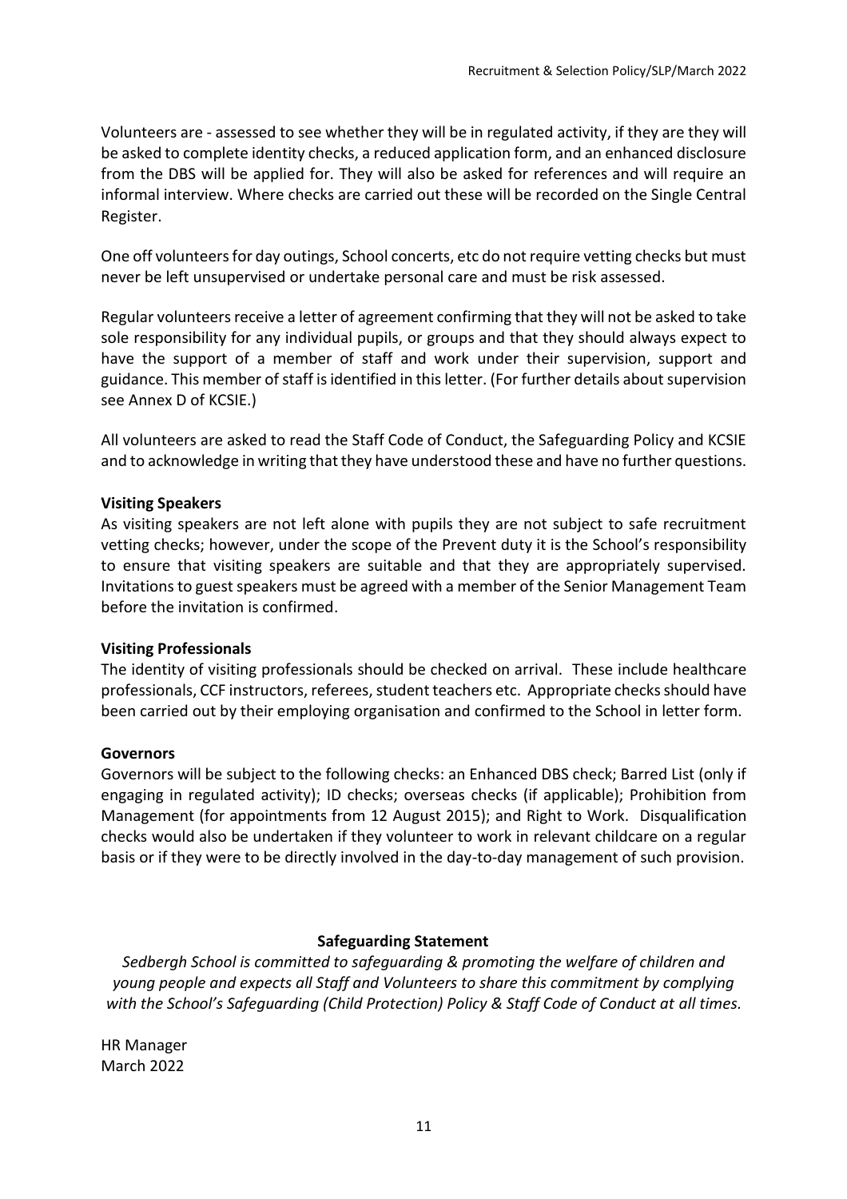Volunteers are - assessed to see whether they will be in regulated activity, if they are they will be asked to complete identity checks, a reduced application form, and an enhanced disclosure from the DBS will be applied for. They will also be asked for references and will require an informal interview. Where checks are carried out these will be recorded on the Single Central Register.

One off volunteers for day outings, School concerts, etc do not require vetting checks but must never be left unsupervised or undertake personal care and must be risk assessed.

Regular volunteers receive a letter of agreement confirming that they will not be asked to take sole responsibility for any individual pupils, or groups and that they should always expect to have the support of a member of staff and work under their supervision, support and guidance. This member of staff is identified in this letter. (For further details about supervision see Annex D of KCSIE.)

All volunteers are asked to read the Staff Code of Conduct, the Safeguarding Policy and KCSIE and to acknowledge in writing that they have understood these and have no further questions.

**Visiting Speakers**

As visiting speakers are not left alone with pupils they are not subject to safe recruitment vetting checks; however, under the scope of the Prevent duty it is the School's responsibility to ensure that visiting speakers are suitable and that they are appropriately supervised. Invitations to guest speakers must be agreed with a member of the Senior Management Team before the invitation is confirmed.

**Visiting Professionals**

The identity of visiting professionals should be checked on arrival. These include healthcare professionals, CCF instructors, referees, student teachers etc. Appropriate checks should have been carried out by their employing organisation and confirmed to the School in letter form.

**Governors**

Governors will be subject to the following checks: an Enhanced DBS check; Barred List (only if engaging in regulated activity); ID checks; overseas checks (if applicable); Prohibition from Management (for appointments from 12 August 2015); and Right to Work. Disqualification checks would also be undertaken if they volunteer to work in relevant childcare on a regular basis or if they were to be directly involved in the day-to-day management of such provision.

**Safeguarding Statement**

*Sedbergh School is committed to safeguarding & promoting the welfare of children and young people and expects all Staff and Volunteers to share this commitment by complying with the School's Safeguarding (Child Protection) Policy & Staff Code of Conduct at all times.*

HR Manager
March 2022